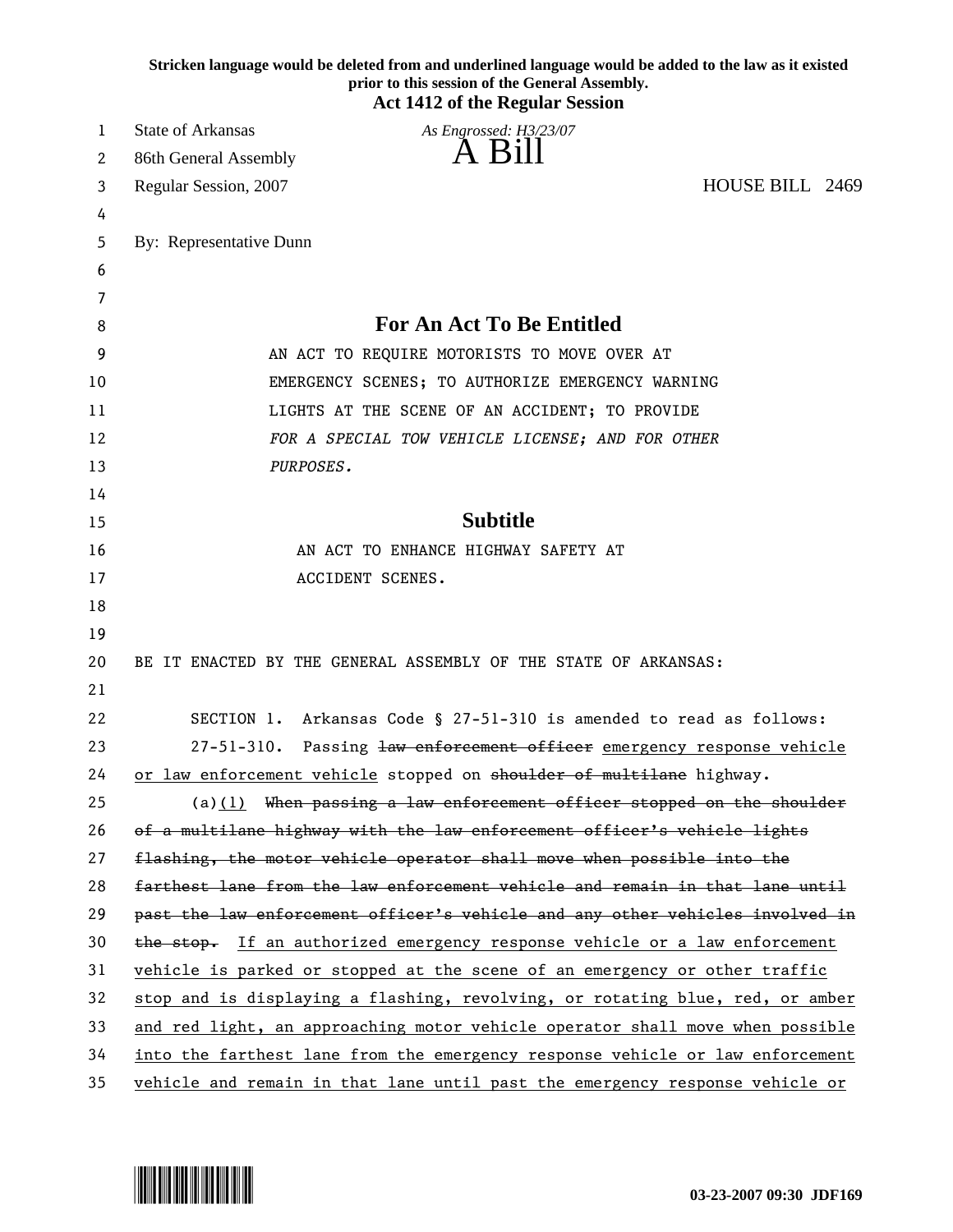**Stricken language would be deleted from and underlined language would be added to the law as it existed prior to this session of the General Assembly.**

**Act 1412 of the Regular Session**

State of Arkansas

86th General Assembly

Regular Session, 2007

*As Engrossed: H3/23/07*

# A Bill

HOUSE BILL 2469

By: Representative Dunn

## For An Act To Be Entitled

AN ACT TO REQUIRE MOTORISTS TO MOVE OVER AT EMERGENCY SCENES; TO AUTHORIZE EMERGENCY WARNING LIGHTS AT THE SCENE OF AN ACCIDENT; TO PROVIDE *FOR A SPECIAL TOW VEHICLE LICENSE; AND FOR OTHER PURPOSES.*

## Subtitle

AN ACT TO ENHANCE HIGHWAY SAFETY AT ACCIDENT SCENES.

BE IT ENACTED BY THE GENERAL ASSEMBLY OF THE STATE OF ARKANSAS:

SECTION 1. Arkansas Code § 27-51-310 is amended to read as follows:

27-51-310. Passing ~~law enforcement officer~~ <u>emergency response vehicle or law enforcement vehicle</u> stopped on ~~shoulder of multilane~~ highway.

(a)<u>(1)</u> ~~When passing a law enforcement officer stopped on the shoulder of a multilane highway with the law enforcement officer's vehicle lights flashing, the motor vehicle operator shall move when possible into the farthest lane from the law enforcement vehicle and remain in that lane until past the law enforcement officer's vehicle and any other vehicles involved in the stop.~~ <u>If an authorized emergency response vehicle or a law enforcement vehicle is parked or stopped at the scene of an emergency or other traffic stop and is displaying a flashing, revolving, or rotating blue, red, or amber and red light, an approaching motor vehicle operator shall move when possible into the farthest lane from the emergency response vehicle or law enforcement vehicle and remain in that lane until past the emergency response vehicle or</u>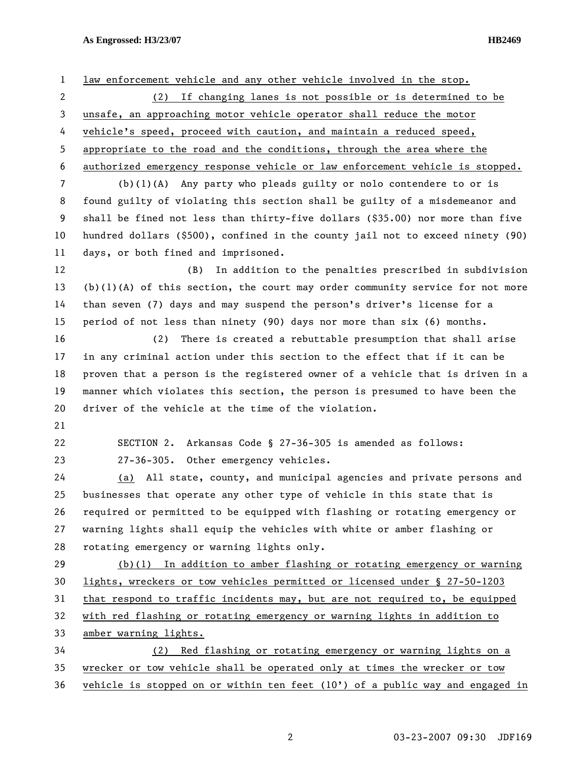law enforcement vehicle and any other vehicle involved in the stop.

(2) If changing lanes is not possible or is determined to be unsafe, an approaching motor vehicle operator shall reduce the motor vehicle's speed, proceed with caution, and maintain a reduced speed, appropriate to the road and the conditions, through the area where the authorized emergency response vehicle or law enforcement vehicle is stopped.

(b)(1)(A) Any party who pleads guilty or nolo contendere to or is found guilty of violating this section shall be guilty of a misdemeanor and shall be fined not less than thirty-five dollars ($35.00) nor more than five hundred dollars ($500), confined in the county jail not to exceed ninety (90) days, or both fined and imprisoned.

(B) In addition to the penalties prescribed in subdivision (b)(1)(A) of this section, the court may order community service for not more than seven (7) days and may suspend the person's driver's license for a period of not less than ninety (90) days nor more than six (6) months.

(2) There is created a rebuttable presumption that shall arise in any criminal action under this section to the effect that if it can be proven that a person is the registered owner of a vehicle that is driven in a manner which violates this section, the person is presumed to have been the driver of the vehicle at the time of the violation.

SECTION 2. Arkansas Code § 27-36-305 is amended as follows:

27-36-305. Other emergency vehicles.

(a) All state, county, and municipal agencies and private persons and businesses that operate any other type of vehicle in this state that is required or permitted to be equipped with flashing or rotating emergency or warning lights shall equip the vehicles with white or amber flashing or rotating emergency or warning lights only.

(b)(1) In addition to amber flashing or rotating emergency or warning lights, wreckers or tow vehicles permitted or licensed under § 27-50-1203 that respond to traffic incidents may, but are not required to, be equipped with red flashing or rotating emergency or warning lights in addition to amber warning lights.

(2) Red flashing or rotating emergency or warning lights on a wrecker or tow vehicle shall be operated only at times the wrecker or tow vehicle is stopped on or within ten feet (10') of a public way and engaged in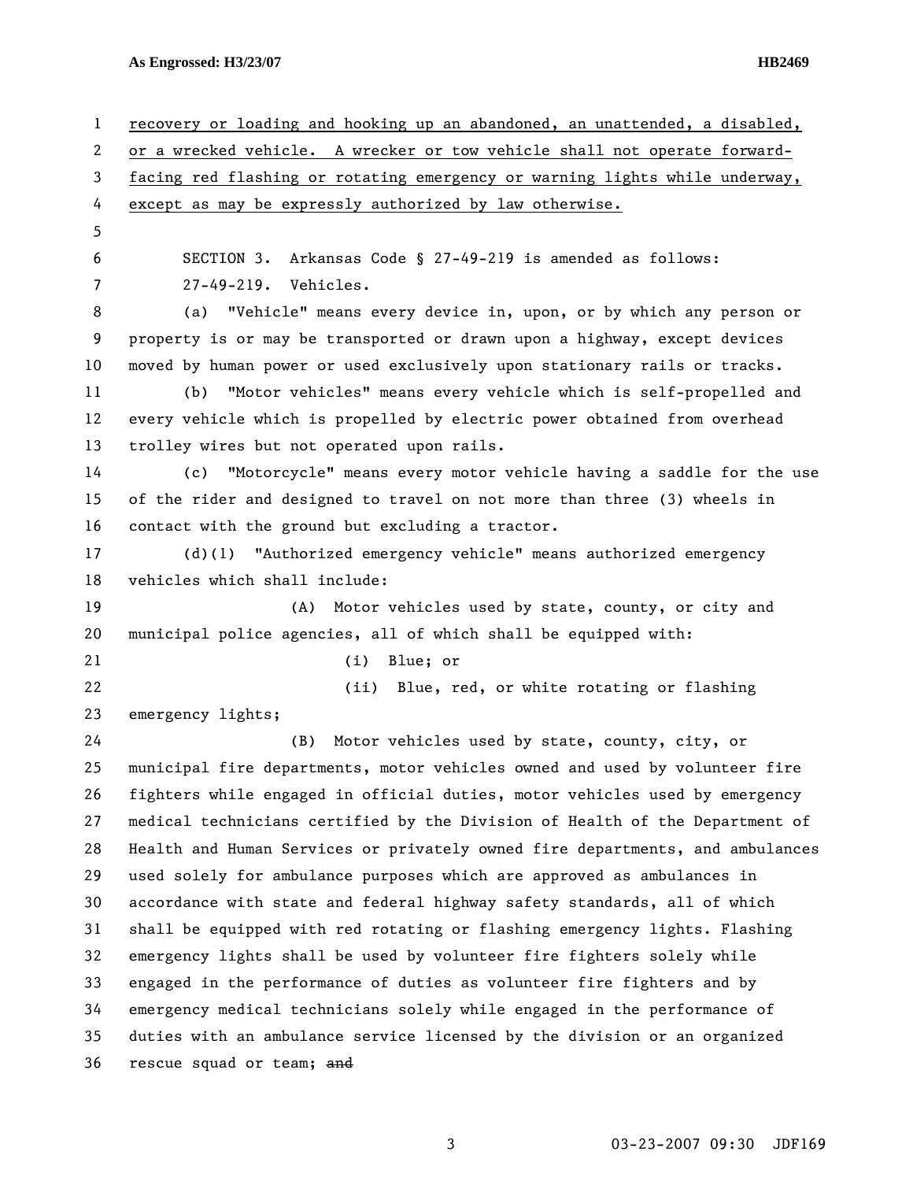recovery or loading and hooking up an abandoned, an unattended, a disabled, or a wrecked vehicle. A wrecker or tow vehicle shall not operate forward-facing red flashing or rotating emergency or warning lights while underway, except as may be expressly authorized by law otherwise.

SECTION 3. Arkansas Code § 27-49-219 is amended as follows:

27-49-219. Vehicles.

(a) "Vehicle" means every device in, upon, or by which any person or property is or may be transported or drawn upon a highway, except devices moved by human power or used exclusively upon stationary rails or tracks.

(b) "Motor vehicles" means every vehicle which is self-propelled and every vehicle which is propelled by electric power obtained from overhead trolley wires but not operated upon rails.

(c) "Motorcycle" means every motor vehicle having a saddle for the use of the rider and designed to travel on not more than three (3) wheels in contact with the ground but excluding a tractor.

(d)(1) "Authorized emergency vehicle" means authorized emergency vehicles which shall include:

(A) Motor vehicles used by state, county, or city and municipal police agencies, all of which shall be equipped with:

(i) Blue; or

(ii) Blue, red, or white rotating or flashing emergency lights;

(B) Motor vehicles used by state, county, city, or municipal fire departments, motor vehicles owned and used by volunteer fire fighters while engaged in official duties, motor vehicles used by emergency medical technicians certified by the Division of Health of the Department of Health and Human Services or privately owned fire departments, and ambulances used solely for ambulance purposes which are approved as ambulances in accordance with state and federal highway safety standards, all of which shall be equipped with red rotating or flashing emergency lights. Flashing emergency lights shall be used by volunteer fire fighters solely while engaged in the performance of duties as volunteer fire fighters and by emergency medical technicians solely while engaged in the performance of duties with an ambulance service licensed by the division or an organized rescue squad or team; ~~and~~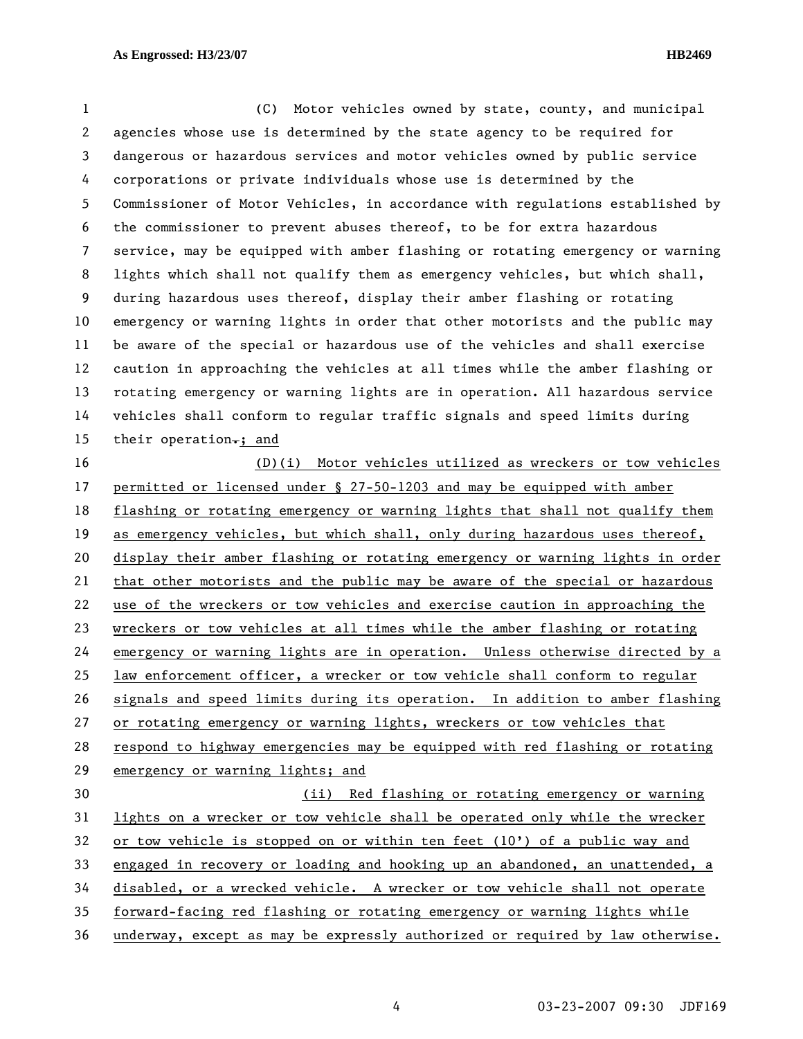(C) Motor vehicles owned by state, county, and municipal agencies whose use is determined by the state agency to be required for dangerous or hazardous services and motor vehicles owned by public service corporations or private individuals whose use is determined by the Commissioner of Motor Vehicles, in accordance with regulations established by the commissioner to prevent abuses thereof, to be for extra hazardous service, may be equipped with amber flashing or rotating emergency or warning lights which shall not qualify them as emergency vehicles, but which shall, during hazardous uses thereof, display their amber flashing or rotating emergency or warning lights in order that other motorists and the public may be aware of the special or hazardous use of the vehicles and shall exercise caution in approaching the vehicles at all times while the amber flashing or rotating emergency or warning lights are in operation. All hazardous service vehicles shall conform to regular traffic signals and speed limits during their operation.; and

(D)(i) Motor vehicles utilized as wreckers or tow vehicles permitted or licensed under § 27-50-1203 and may be equipped with amber flashing or rotating emergency or warning lights that shall not qualify them as emergency vehicles, but which shall, only during hazardous uses thereof, display their amber flashing or rotating emergency or warning lights in order that other motorists and the public may be aware of the special or hazardous use of the wreckers or tow vehicles and exercise caution in approaching the wreckers or tow vehicles at all times while the amber flashing or rotating emergency or warning lights are in operation. Unless otherwise directed by a law enforcement officer, a wrecker or tow vehicle shall conform to regular signals and speed limits during its operation. In addition to amber flashing or rotating emergency or warning lights, wreckers or tow vehicles that respond to highway emergencies may be equipped with red flashing or rotating emergency or warning lights; and

(ii) Red flashing or rotating emergency or warning lights on a wrecker or tow vehicle shall be operated only while the wrecker or tow vehicle is stopped on or within ten feet (10') of a public way and engaged in recovery or loading and hooking up an abandoned, an unattended, a disabled, or a wrecked vehicle. A wrecker or tow vehicle shall not operate forward-facing red flashing or rotating emergency or warning lights while underway, except as may be expressly authorized or required by law otherwise.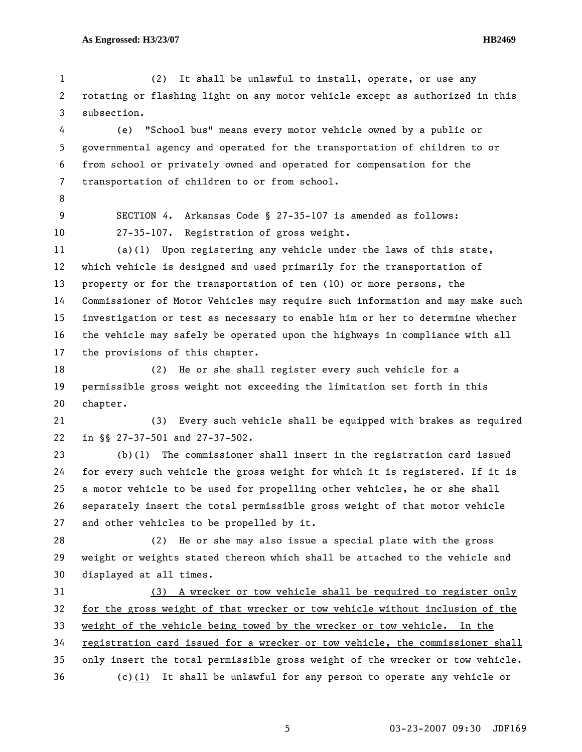(2) It shall be unlawful to install, operate, or use any rotating or flashing light on any motor vehicle except as authorized in this subsection.

(e) "School bus" means every motor vehicle owned by a public or governmental agency and operated for the transportation of children to or from school or privately owned and operated for compensation for the transportation of children to or from school.

SECTION 4. Arkansas Code § 27-35-107 is amended as follows:

27-35-107. Registration of gross weight.

(a)(1) Upon registering any vehicle under the laws of this state, which vehicle is designed and used primarily for the transportation of property or for the transportation of ten (10) or more persons, the Commissioner of Motor Vehicles may require such information and may make such investigation or test as necessary to enable him or her to determine whether the vehicle may safely be operated upon the highways in compliance with all the provisions of this chapter.

(2) He or she shall register every such vehicle for a permissible gross weight not exceeding the limitation set forth in this chapter.

(3) Every such vehicle shall be equipped with brakes as required in §§ 27-37-501 and 27-37-502.

(b)(1) The commissioner shall insert in the registration card issued for every such vehicle the gross weight for which it is registered. If it is a motor vehicle to be used for propelling other vehicles, he or she shall separately insert the total permissible gross weight of that motor vehicle and other vehicles to be propelled by it.

(2) He or she may also issue a special plate with the gross weight or weights stated thereon which shall be attached to the vehicle and displayed at all times.

<u>(3) A wrecker or tow vehicle shall be required to register only for the gross weight of that wrecker or tow vehicle without inclusion of the weight of the vehicle being towed by the wrecker or tow vehicle. In the registration card issued for a wrecker or tow vehicle, the commissioner shall only insert the total permissible gross weight of the wrecker or tow vehicle.</u>

(c)<u>(1)</u> It shall be unlawful for any person to operate any vehicle or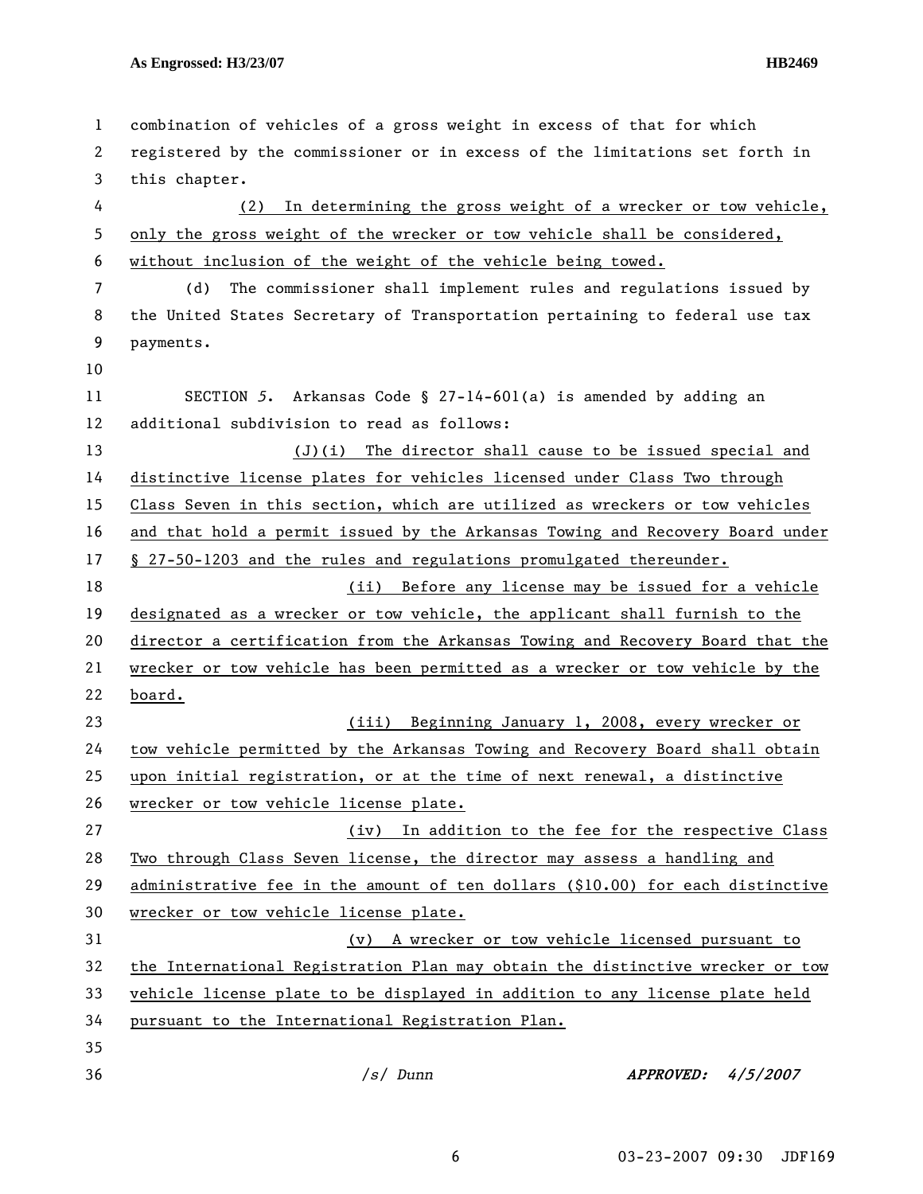combination of vehicles of a gross weight in excess of that for which registered by the commissioner or in excess of the limitations set forth in this chapter.

(2) In determining the gross weight of a wrecker or tow vehicle, only the gross weight of the wrecker or tow vehicle shall be considered, without inclusion of the weight of the vehicle being towed.

(d) The commissioner shall implement rules and regulations issued by the United States Secretary of Transportation pertaining to federal use tax payments.

SECTION 5. Arkansas Code § 27-14-601(a) is amended by adding an additional subdivision to read as follows:

(J)(i) The director shall cause to be issued special and distinctive license plates for vehicles licensed under Class Two through Class Seven in this section, which are utilized as wreckers or tow vehicles and that hold a permit issued by the Arkansas Towing and Recovery Board under § 27-50-1203 and the rules and regulations promulgated thereunder.

(ii) Before any license may be issued for a vehicle designated as a wrecker or tow vehicle, the applicant shall furnish to the director a certification from the Arkansas Towing and Recovery Board that the wrecker or tow vehicle has been permitted as a wrecker or tow vehicle by the board.

(iii) Beginning January 1, 2008, every wrecker or tow vehicle permitted by the Arkansas Towing and Recovery Board shall obtain upon initial registration, or at the time of next renewal, a distinctive wrecker or tow vehicle license plate.

(iv) In addition to the fee for the respective Class Two through Class Seven license, the director may assess a handling and administrative fee in the amount of ten dollars ($10.00) for each distinctive wrecker or tow vehicle license plate.

(v) A wrecker or tow vehicle licensed pursuant to the International Registration Plan may obtain the distinctive wrecker or tow vehicle license plate to be displayed in addition to any license plate held pursuant to the International Registration Plan.

*/s/ Dunn* ***APPROVED: 4/5/2007***